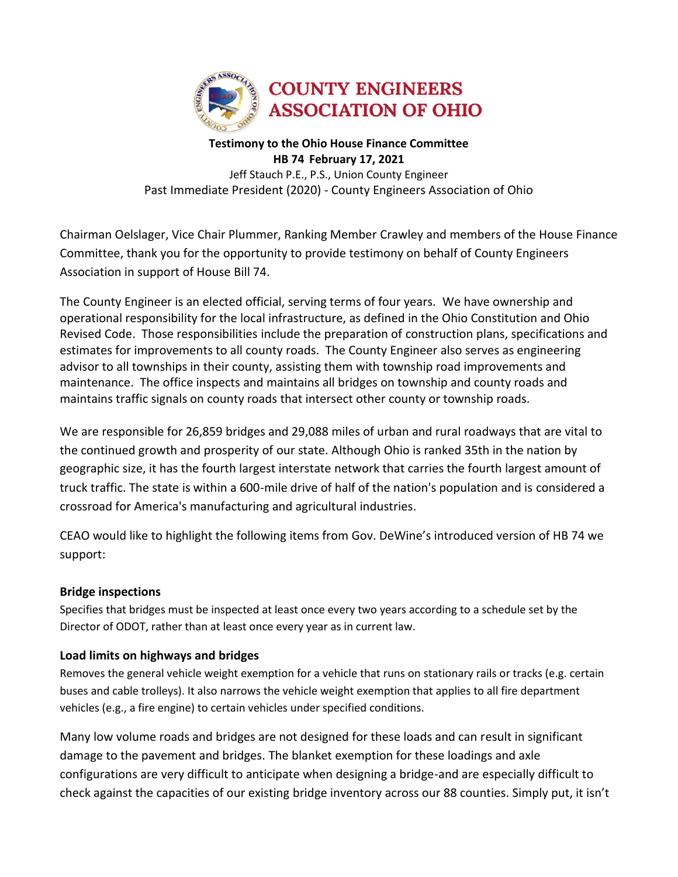# COUNTY ENGINEERS ASSOCIATION OF OHIO

**Testimony to the Ohio House Finance Committee**
**HB 74 February 17, 2021**
Jeff Stauch P.E., P.S., Union County Engineer
Past Immediate President (2020) - County Engineers Association of Ohio

Chairman Oelslager, Vice Chair Plummer, Ranking Member Crawley and members of the House Finance Committee, thank you for the opportunity to provide testimony on behalf of County Engineers Association in support of House Bill 74.

The County Engineer is an elected official, serving terms of four years. We have ownership and operational responsibility for the local infrastructure, as defined in the Ohio Constitution and Ohio Revised Code. Those responsibilities include the preparation of construction plans, specifications and estimates for improvements to all county roads. The County Engineer also serves as engineering advisor to all townships in their county, assisting them with township road improvements and maintenance. The office inspects and maintains all bridges on township and county roads and maintains traffic signals on county roads that intersect other county or township roads.

We are responsible for 26,859 bridges and 29,088 miles of urban and rural roadways that are vital to the continued growth and prosperity of our state. Although Ohio is ranked 35th in the nation by geographic size, it has the fourth largest interstate network that carries the fourth largest amount of truck traffic. The state is within a 600-mile drive of half of the nation's population and is considered a crossroad for America's manufacturing and agricultural industries.

CEAO would like to highlight the following items from Gov. DeWine's introduced version of HB 74 we support:

### Bridge inspections

Specifies that bridges must be inspected at least once every two years according to a schedule set by the Director of ODOT, rather than at least once every year as in current law.

### Load limits on highways and bridges

Removes the general vehicle weight exemption for a vehicle that runs on stationary rails or tracks (e.g. certain buses and cable trolleys). It also narrows the vehicle weight exemption that applies to all fire department vehicles (e.g., a fire engine) to certain vehicles under specified conditions.

Many low volume roads and bridges are not designed for these loads and can result in significant damage to the pavement and bridges. The blanket exemption for these loadings and axle configurations are very difficult to anticipate when designing a bridge-and are especially difficult to check against the capacities of our existing bridge inventory across our 88 counties. Simply put, it isn't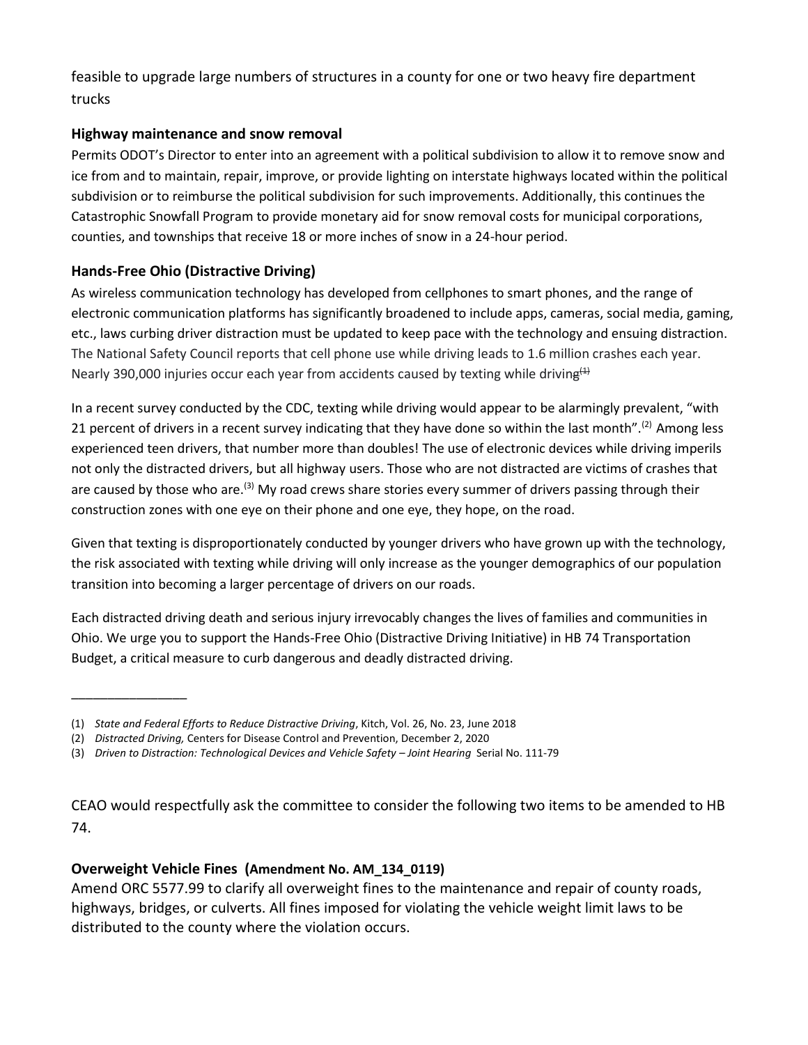feasible to upgrade large numbers of structures in a county for one or two heavy fire department trucks

### Highway maintenance and snow removal

Permits ODOT's Director to enter into an agreement with a political subdivision to allow it to remove snow and ice from and to maintain, repair, improve, or provide lighting on interstate highways located within the political subdivision or to reimburse the political subdivision for such improvements. Additionally, this continues the Catastrophic Snowfall Program to provide monetary aid for snow removal costs for municipal corporations, counties, and townships that receive 18 or more inches of snow in a 24-hour period.

### Hands-Free Ohio (Distractive Driving)

As wireless communication technology has developed from cellphones to smart phones, and the range of electronic communication platforms has significantly broadened to include apps, cameras, social media, gaming, etc., laws curbing driver distraction must be updated to keep pace with the technology and ensuing distraction. The National Safety Council reports that cell phone use while driving leads to 1.6 million crashes each year. Nearly 390,000 injuries occur each year from accidents caused by texting while driving[1]

In a recent survey conducted by the CDC, texting while driving would appear to be alarmingly prevalent, "with 21 percent of drivers in a recent survey indicating that they have done so within the last month".[2] Among less experienced teen drivers, that number more than doubles! The use of electronic devices while driving imperils not only the distracted drivers, but all highway users. Those who are not distracted are victims of crashes that are caused by those who are.[3] My road crews share stories every summer of drivers passing through their construction zones with one eye on their phone and one eye, they hope, on the road.

Given that texting is disproportionately conducted by younger drivers who have grown up with the technology, the risk associated with texting while driving will only increase as the younger demographics of our population transition into becoming a larger percentage of drivers on our roads.

Each distracted driving death and serious injury irrevocably changes the lives of families and communities in Ohio. We urge you to support the Hands-Free Ohio (Distractive Driving Initiative) in HB 74 Transportation Budget, a critical measure to curb dangerous and deadly distracted driving.

________________

(1) *State and Federal Efforts to Reduce Distractive Driving*, Kitch, Vol. 26, No. 23, June 2018

(2) *Distracted Driving,* Centers for Disease Control and Prevention, December 2, 2020

(3) *Driven to Distraction: Technological Devices and Vehicle Safety – Joint Hearing* Serial No. 111-79

CEAO would respectfully ask the committee to consider the following two items to be amended to HB 74.

### Overweight Vehicle Fines (Amendment No. AM_134_0119)

Amend ORC 5577.99 to clarify all overweight fines to the maintenance and repair of county roads, highways, bridges, or culverts. All fines imposed for violating the vehicle weight limit laws to be distributed to the county where the violation occurs.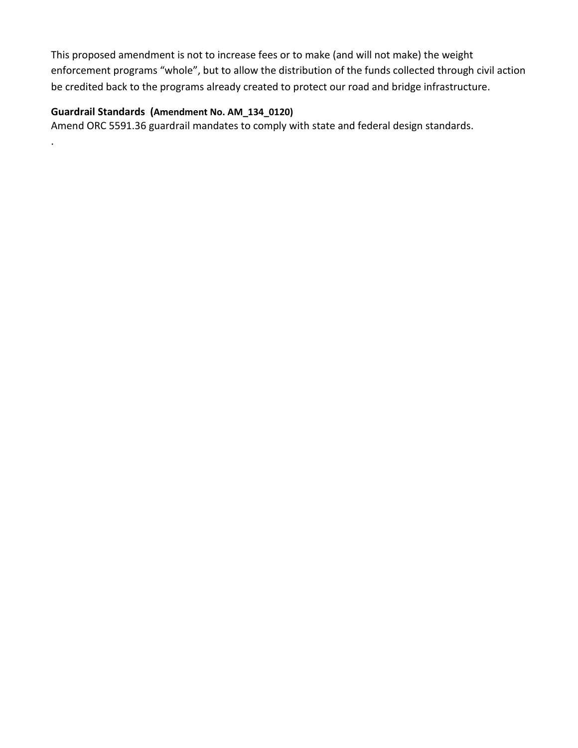This proposed amendment is not to increase fees or to make (and will not make) the weight enforcement programs “whole”, but to allow the distribution of the funds collected through civil action be credited back to the programs already created to protect our road and bridge infrastructure.

**Guardrail Standards (Amendment No. AM_134_0120)**
Amend ORC 5591.36 guardrail mandates to comply with state and federal design standards.

.